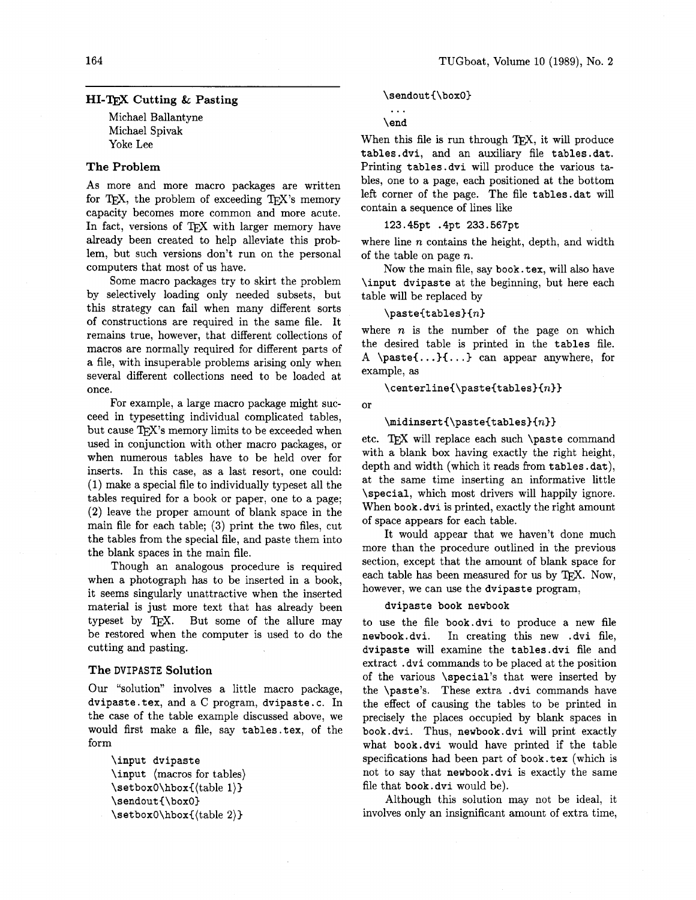## HI-TEX Cutting & Pasting

Michael Ballantyne
Michael Spivak
Yoke Lee

### The Problem

As more and more macro packages are written for TEX, the problem of exceeding TEX's memory capacity becomes more common and more acute. In fact, versions of TEX with larger memory have already been created to help alleviate this problem, but such versions don't run on the personal computers that most of us have.

Some macro packages try to skirt the problem by selectively loading only needed subsets, but this strategy can fail when many different sorts of constructions are required in the same file. It remains true, however, that different collections of macros are normally required for different parts of a file, with insuperable problems arising only when several different collections need to be loaded at once.

For example, a large macro package might succeed in typesetting individual complicated tables, but cause TEX's memory limits to be exceeded when used in conjunction with other macro packages, or when numerous tables have to be held over for inserts. In this case, as a last resort, one could: (1) make a special file to individually typeset all the tables required for a book or paper, one to a page; (2) leave the proper amount of blank space in the main file for each table; (3) print the two files, cut the tables from the special file, and paste them into the blank spaces in the main file.

Though an analogous procedure is required when a photograph has to be inserted in a book, it seems singularly unattractive when the inserted material is just more text that has already been typeset by TEX. But some of the allure may be restored when the computer is used to do the cutting and pasting.

### The DVIPASTE Solution

Our "solution" involves a little macro package, `dvipaste.tex`, and a C program, `dvipaste.c`. In the case of the table example discussed above, we would first make a file, say `tables.tex`, of the form

```
\input dvipaste
\input ⟨macros for tables⟩
\setbox0\hbox{⟨table 1⟩}
\sendout{\box0}
\setbox0\hbox{⟨table 2⟩}
\sendout{\box0}
...
\end
```

When this file is run through TEX, it will produce `tables.dvi`, and an auxiliary file `tables.dat`. Printing `tables.dvi` will produce the various tables, one to a page, each positioned at the bottom left corner of the page. The file `tables.dat` will contain a sequence of lines like

```
123.45pt .4pt 233.567pt
```

where line $n$ contains the height, depth, and width of the table on page $n$.

Now the main file, say `book.tex`, will also have `\input dvipaste` at the beginning, but here each table will be replaced by

```
\paste{tables}{n}
```

where $n$ is the number of the page on which the desired table is printed in the `tables` file. A `\paste{...}{...}` can appear anywhere, for example, as

```
\centerline{\paste{tables}{n}}
```

or

```
\midinsert{\paste{tables}{n}}
```

etc. TEX will replace each such `\paste` command with a blank box having exactly the right height, depth and width (which it reads from `tables.dat`), at the same time inserting an informative little `\special`, which most drivers will happily ignore. When `book.dvi` is printed, exactly the right amount of space appears for each table.

It would appear that we haven't done much more than the procedure outlined in the previous section, except that the amount of blank space for each table has been measured for us by TEX. Now, however, we can use the `dvipaste` program,

```
dvipaste book newbook
```

to use the file `book.dvi` to produce a new file `newbook.dvi`. In creating this new `.dvi` file, `dvipaste` will examine the `tables.dvi` file and extract `.dvi` commands to be placed at the position of the various `\special`'s that were inserted by the `\paste`'s. These extra `.dvi` commands have the effect of causing the tables to be printed in precisely the places occupied by blank spaces in `book.dvi`. Thus, `newbook.dvi` will print exactly what `book.dvi` would have printed if the table specifications had been part of `book.tex` (which is not to say that `newbook.dvi` is exactly the same file that `book.dvi` would be).

Although this solution may not be ideal, it involves only an insignificant amount of extra time,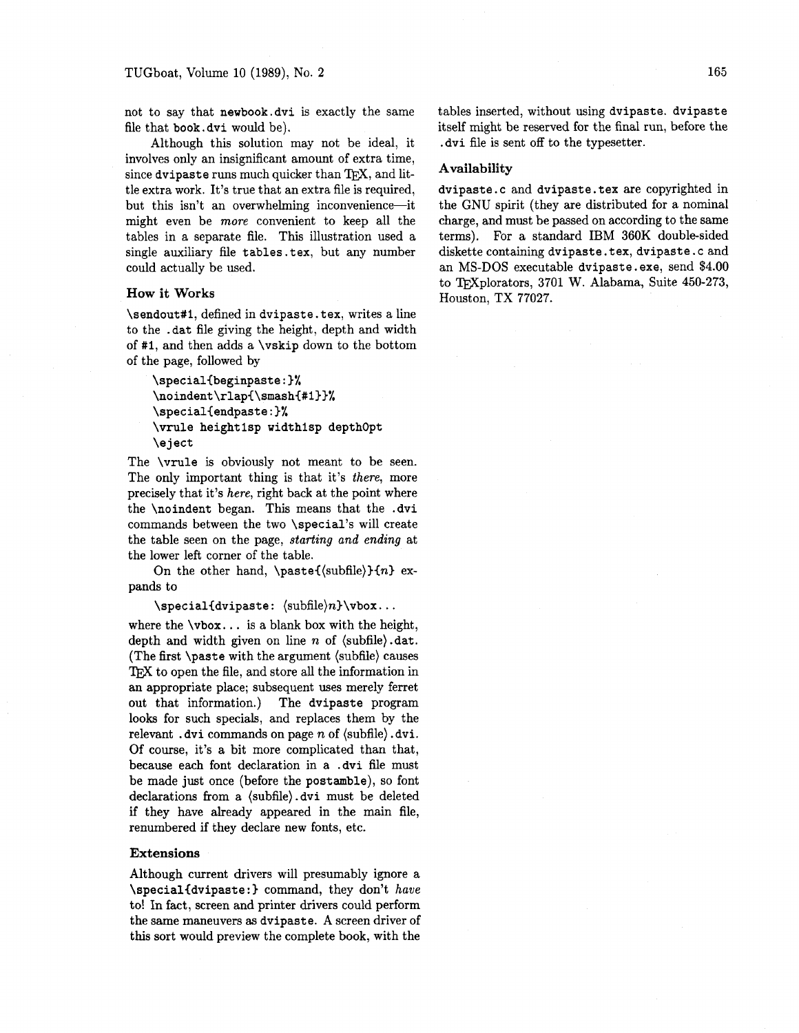not to say that newbook.dvi is exactly the same file that book.dvi would be).

Although this solution may not be ideal, it involves only an insignificant amount of extra time, since dvipaste runs much quicker than TeX, and little extra work. It's true that an extra file is required, but this isn't an overwhelming inconvenience—it might even be *more* convenient to keep all the tables in a separate file. This illustration used a single auxiliary file tables.tex, but any number could actually be used.

### How it Works

\sendout#1, defined in dvipaste.tex, writes a line to the .dat file giving the height, depth and width of #1, and then adds a \vskip down to the bottom of the page, followed by

```
\special{beginpaste:}%
\noindent\rlap{\smash{#1}}%
\special{endpaste:}%
\vrule height1sp width1sp depth0pt
\eject
```

The \vrule is obviously not meant to be seen. The only important thing is that it's *there*, more precisely that it's *here*, right back at the point where the \noindent began. This means that the .dvi commands between the two \special's will create the table seen on the page, *starting and ending* at the lower left corner of the table.

On the other hand, \paste{⟨subfile⟩}{*n*} expands to

```
\special{dvipaste: ⟨subfile⟩n}\vbox...
```

where the \vbox... is a blank box with the height, depth and width given on line *n* of ⟨subfile⟩.dat. (The first \paste with the argument ⟨subfile⟩ causes TeX to open the file, and store all the information in an appropriate place; subsequent uses merely ferret out that information.) The dvipaste program looks for such specials, and replaces them by the relevant .dvi commands on page *n* of ⟨subfile⟩.dvi. Of course, it's a bit more complicated than that, because each font declaration in a .dvi file must be made just once (before the postamble), so font declarations from a ⟨subfile⟩.dvi must be deleted if they have already appeared in the main file, renumbered if they declare new fonts, etc.

### Extensions

Although current drivers will presumably ignore a \special{dvipaste:} command, they don't *have* to! In fact, screen and printer drivers could perform the same maneuvers as dvipaste. A screen driver of this sort would preview the complete book, with the tables inserted, without using dvipaste. dvipaste itself might be reserved for the final run, before the .dvi file is sent off to the typesetter.

### Availability

dvipaste.c and dvipaste.tex are copyrighted in the GNU spirit (they are distributed for a nominal charge, and must be passed on according to the same terms). For a standard IBM 360K double-sided diskette containing dvipaste.tex, dvipaste.c and an MS-DOS executable dvipaste.exe, send $4.00 to TeXplorators, 3701 W. Alabama, Suite 450-273, Houston, TX 77027.